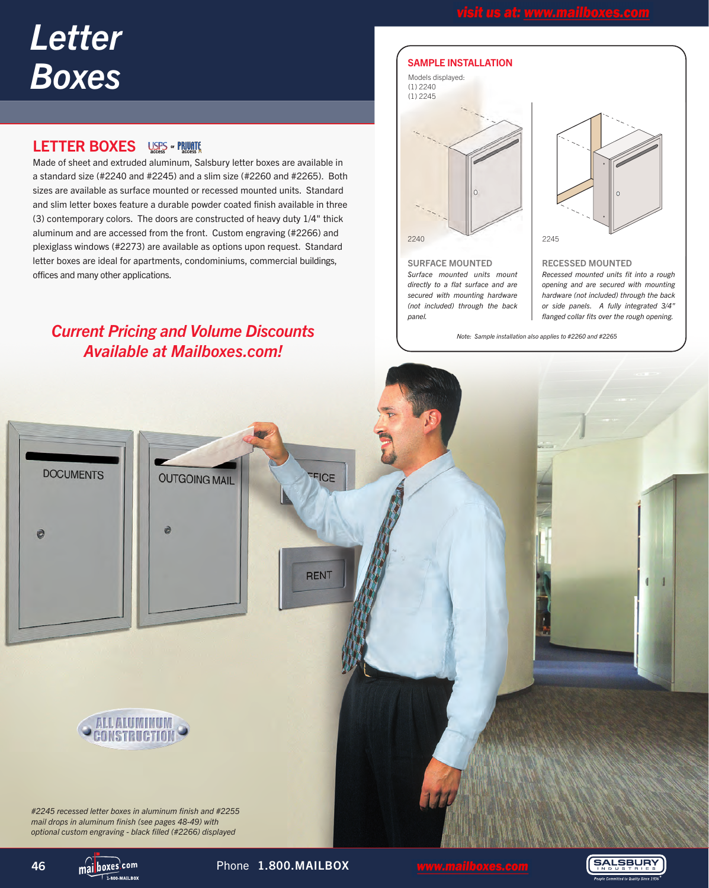# Letter Boxes

## LETTER BOXES

USPS access or PRIVATE access

Made of sheet and extruded aluminum, Salsbury letter boxes are available in a standard size (#2240 and #2245) and a slim size (#2260 and #2265). Both sizes are available as surface mounted or recessed mounted units. Standard and slim letter boxes feature a durable powder coated finish available in three (3) contemporary colors. The doors are constructed of heavy duty 1/4" thick aluminum and are accessed from the front. Custom engraving (#2266) and plexiglass windows (#2273) are available as options upon request. Standard letter boxes are ideal for apartments, condominiums, commercial buildings, offices and many other applications.

*Current Pricing and Volume Discounts Available at Mailboxes.com!*

### SAMPLE INSTALLATION

Models displayed:
(1) 2240
(1) 2245

2240

2245

**SURFACE MOUNTED**

*Surface mounted units mount directly to a flat surface and are secured with mounting hardware (not included) through the back panel.*

**RECESSED MOUNTED**

*Recessed mounted units fit into a rough opening and are secured with mounting hardware (not included) through the back or side panels. A fully integrated 3/4" flanged collar fits over the rough opening.*

*Note: Sample installation also applies to #2260 and #2265*

ALL ALUMINUM CONSTRUCTION

*#2245 recessed letter boxes in aluminum finish and #2255 mail drops in aluminum finish (see pages 48-49) with optional custom engraving - black filled (#2266) displayed*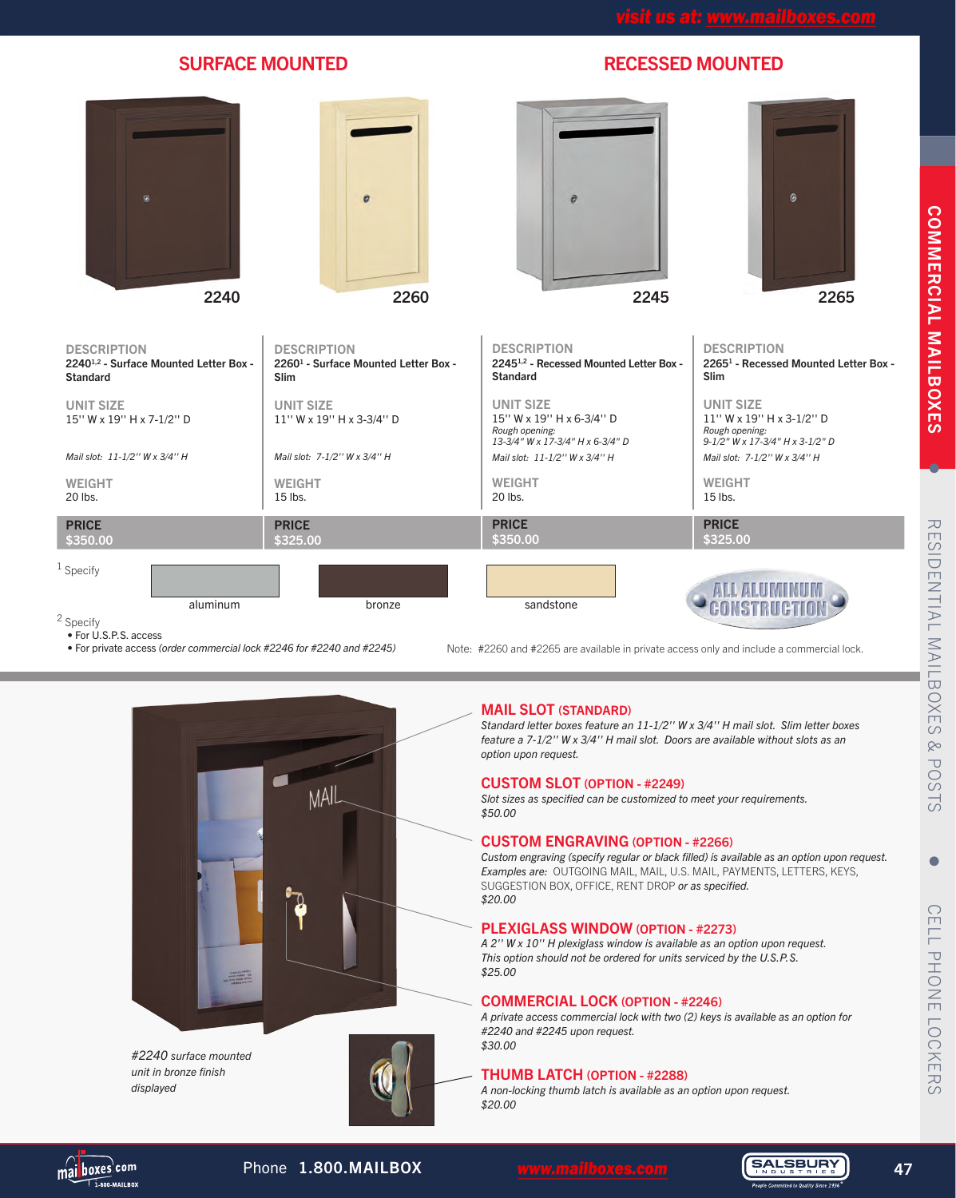## SURFACE MOUNTED

## RECESSED MOUNTED

| 2240 | 2260 | 2245 | 2265 |
|---|---|---|---|
| **DESCRIPTION** | **DESCRIPTION** | **DESCRIPTION** | **DESCRIPTION** |
| **2240[1,2] - Surface Mounted Letter Box - Standard** | **2260[1] - Surface Mounted Letter Box - Slim** | **2245[1,2] - Recessed Mounted Letter Box - Standard** | **2265[1] - Recessed Mounted Letter Box - Slim** |
| **UNIT SIZE** 15'' W x 19'' H x 7-1/2'' D | **UNIT SIZE** 11'' W x 19'' H x 3-3/4'' D | **UNIT SIZE** 15'' W x 19'' H x 6-3/4'' D *Rough opening: 13-3/4" W x 17-3/4" H x 6-3/4" D* | **UNIT SIZE** 11'' W x 19'' H x 3-1/2'' D *Rough opening: 9-1/2" W x 17-3/4" H x 3-1/2" D* |
| *Mail slot: 11-1/2'' W x 3/4'' H* | *Mail slot: 7-1/2'' W x 3/4'' H* | *Mail slot: 11-1/2'' W x 3/4'' H* | *Mail slot: 7-1/2'' W x 3/4'' H* |
| **WEIGHT** 20 lbs. | **WEIGHT** 15 lbs. | **WEIGHT** 20 lbs. | **WEIGHT** 15 lbs. |
| **PRICE** $350.00 | **PRICE** $325.00 | **PRICE** $350.00 | **PRICE** $325.00 |

[1] Specify: aluminum, bronze, sandstone

ALL ALUMINUM CONSTRUCTION

[2] Specify
- For U.S.P.S. access
- For private access *(order commercial lock #2246 for #2240 and #2245)*

Note: #2260 and #2265 are available in private access only and include a commercial lock.

*#2240 surface mounted unit in bronze finish displayed*

### MAIL SLOT (STANDARD)
*Standard letter boxes feature an 11-1/2'' W x 3/4'' H mail slot. Slim letter boxes feature a 7-1/2'' W x 3/4'' H mail slot. Doors are available without slots as an option upon request.*

### CUSTOM SLOT (OPTION - #2249)
*Slot sizes as specified can be customized to meet your requirements.*
*$50.00*

### CUSTOM ENGRAVING (OPTION - #2266)
*Custom engraving (specify regular or black filled) is available as an option upon request. Examples are:* OUTGOING MAIL, MAIL, U.S. MAIL, PAYMENTS, LETTERS, KEYS, SUGGESTION BOX, OFFICE, RENT DROP *or as specified.*
*$20.00*

### PLEXIGLASS WINDOW (OPTION - #2273)
*A 2'' W x 10'' H plexiglass window is available as an option upon request. This option should not be ordered for units serviced by the U.S.P.S.*
*$25.00*

### COMMERCIAL LOCK (OPTION - #2246)
*A private access commercial lock with two (2) keys is available as an option for #2240 and #2245 upon request.*
*$30.00*

### THUMB LATCH (OPTION - #2288)
*A non-locking thumb latch is available as an option upon request.*
*$20.00*